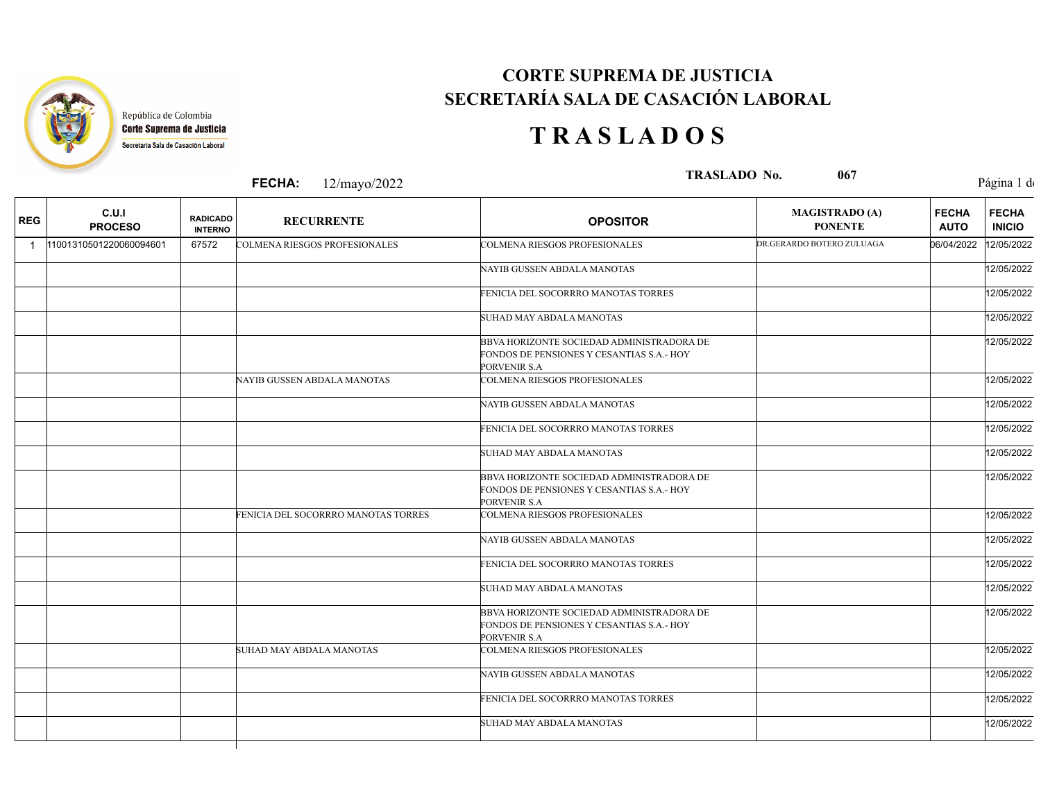República de Colombia
**Corte Suprema de Justicia**
Secretaría Sala de Casación Laboral

# CORTE SUPREMA DE JUSTICIA
# SECRETARÍA SALA DE CASACIÓN LABORAL

# T R A S L A D O S

**FECHA:** 12/mayo/2022 **TRASLADO No.** 067

| REG | C.U.I PROCESO | RADICADO INTERNO | RECURRENTE | OPOSITOR | MAGISTRADO (A) PONENTE | FECHA AUTO | FECHA INICIO |
|---|---|---|---|---|---|---|---|
| 1 | 11001310501220060094601 | 67572 | COLMENA RIESGOS PROFESIONALES | COLMENA RIESGOS PROFESIONALES | DR.GERARDO BOTERO ZULUAGA | 06/04/2022 | 12/05/2022 |
| | | | | NAYIB GUSSEN ABDALA MANOTAS | | | 12/05/2022 |
| | | | | FENICIA DEL SOCORRRO MANOTAS TORRES | | | 12/05/2022 |
| | | | | SUHAD MAY ABDALA MANOTAS | | | 12/05/2022 |
| | | | | BBVA HORIZONTE SOCIEDAD ADMINISTRADORA DE FONDOS DE PENSIONES Y CESANTIAS S.A.- HOY PORVENIR S.A | | | 12/05/2022 |
| | | | NAYIB GUSSEN ABDALA MANOTAS | COLMENA RIESGOS PROFESIONALES | | | 12/05/2022 |
| | | | | NAYIB GUSSEN ABDALA MANOTAS | | | 12/05/2022 |
| | | | | FENICIA DEL SOCORRRO MANOTAS TORRES | | | 12/05/2022 |
| | | | | SUHAD MAY ABDALA MANOTAS | | | 12/05/2022 |
| | | | | BBVA HORIZONTE SOCIEDAD ADMINISTRADORA DE FONDOS DE PENSIONES Y CESANTIAS S.A.- HOY PORVENIR S.A | | | 12/05/2022 |
| | | | FENICIA DEL SOCORRRO MANOTAS TORRES | COLMENA RIESGOS PROFESIONALES | | | 12/05/2022 |
| | | | | NAYIB GUSSEN ABDALA MANOTAS | | | 12/05/2022 |
| | | | | FENICIA DEL SOCORRRO MANOTAS TORRES | | | 12/05/2022 |
| | | | | SUHAD MAY ABDALA MANOTAS | | | 12/05/2022 |
| | | | | BBVA HORIZONTE SOCIEDAD ADMINISTRADORA DE FONDOS DE PENSIONES Y CESANTIAS S.A.- HOY PORVENIR S.A | | | 12/05/2022 |
| | | | SUHAD MAY ABDALA MANOTAS | COLMENA RIESGOS PROFESIONALES | | | 12/05/2022 |
| | | | | NAYIB GUSSEN ABDALA MANOTAS | | | 12/05/2022 |
| | | | | FENICIA DEL SOCORRRO MANOTAS TORRES | | | 12/05/2022 |
| | | | | SUHAD MAY ABDALA MANOTAS | | | 12/05/2022 |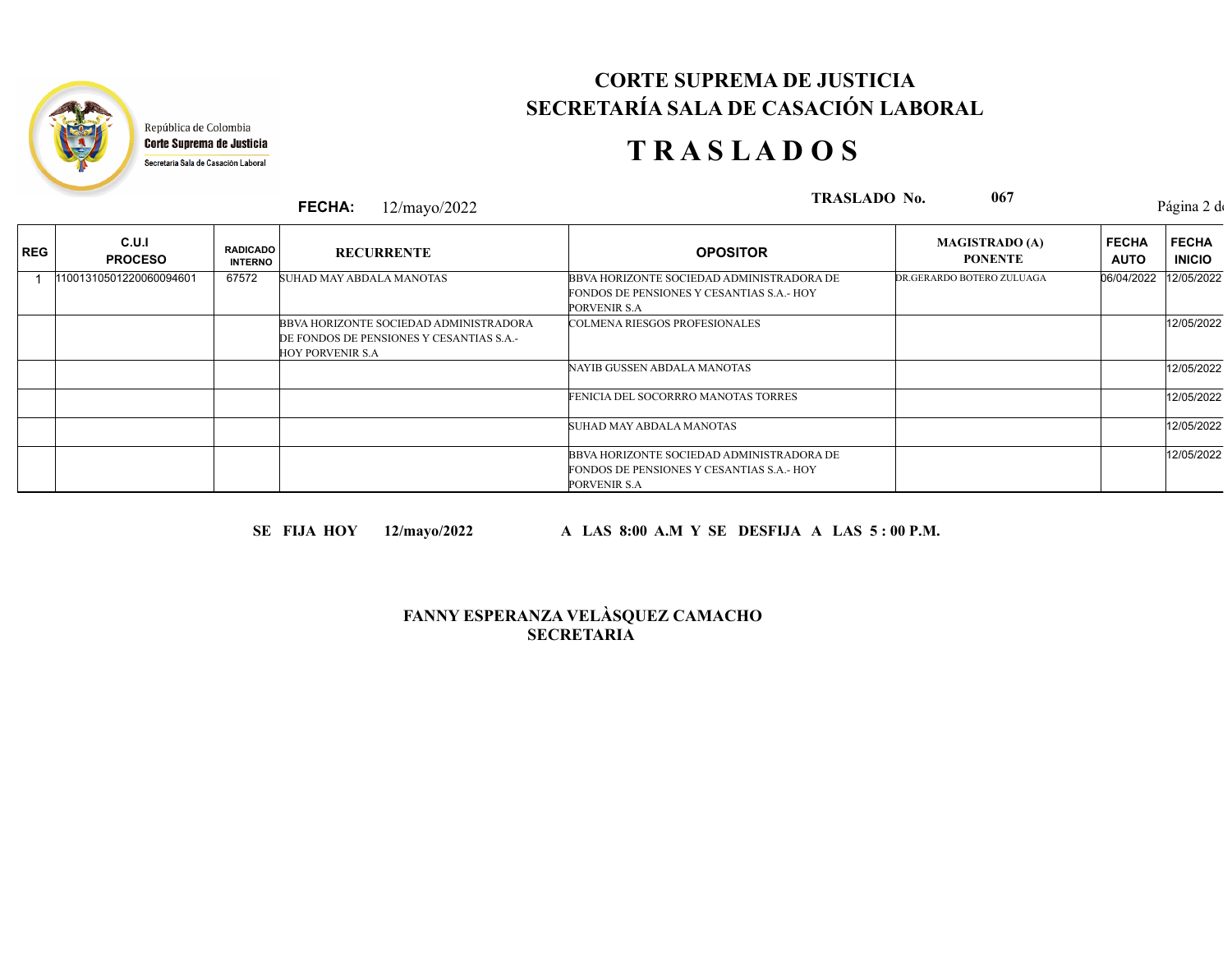República de Colombia
Corte Suprema de Justicia
Secretaría Sala de Casación Laboral

# CORTE SUPREMA DE JUSTICIA
# SECRETARÍA SALA DE CASACIÓN LABORAL

# T R A S L A D O S

**FECHA:** 12/mayo/2022 **TRASLADO No.** 067

| REG | C.U.I PROCESO | RADICADO INTERNO | RECURRENTE | OPOSITOR | MAGISTRADO (A) PONENTE | FECHA AUTO | FECHA INICIO |
|---|---|---|---|---|---|---|---|
| 1 | 11001310501220060094601 | 67572 | SUHAD MAY ABDALA MANOTAS | BBVA HORIZONTE SOCIEDAD ADMINISTRADORA DE FONDOS DE PENSIONES Y CESANTIAS S.A.- HOY PORVENIR S.A | DR.GERARDO BOTERO ZULUAGA | 06/04/2022 | 12/05/2022 |
| | | | BBVA HORIZONTE SOCIEDAD ADMINISTRADORA DE FONDOS DE PENSIONES Y CESANTIAS S.A.- HOY PORVENIR S.A | COLMENA RIESGOS PROFESIONALES | | | 12/05/2022 |
| | | | | NAYIB GUSSEN ABDALA MANOTAS | | | 12/05/2022 |
| | | | | FENICIA DEL SOCORRRO MANOTAS TORRES | | | 12/05/2022 |
| | | | | SUHAD MAY ABDALA MANOTAS | | | 12/05/2022 |
| | | | | BBVA HORIZONTE SOCIEDAD ADMINISTRADORA DE FONDOS DE PENSIONES Y CESANTIAS S.A.- HOY PORVENIR S.A | | | 12/05/2022 |

**SE FIJA HOY 12/mayo/2022 A LAS 8:00 A.M Y SE DESFIJA A LAS 5 : 00 P.M.**

**FANNY ESPERANZA VELÀSQUEZ CAMACHO**
**SECRETARIA**